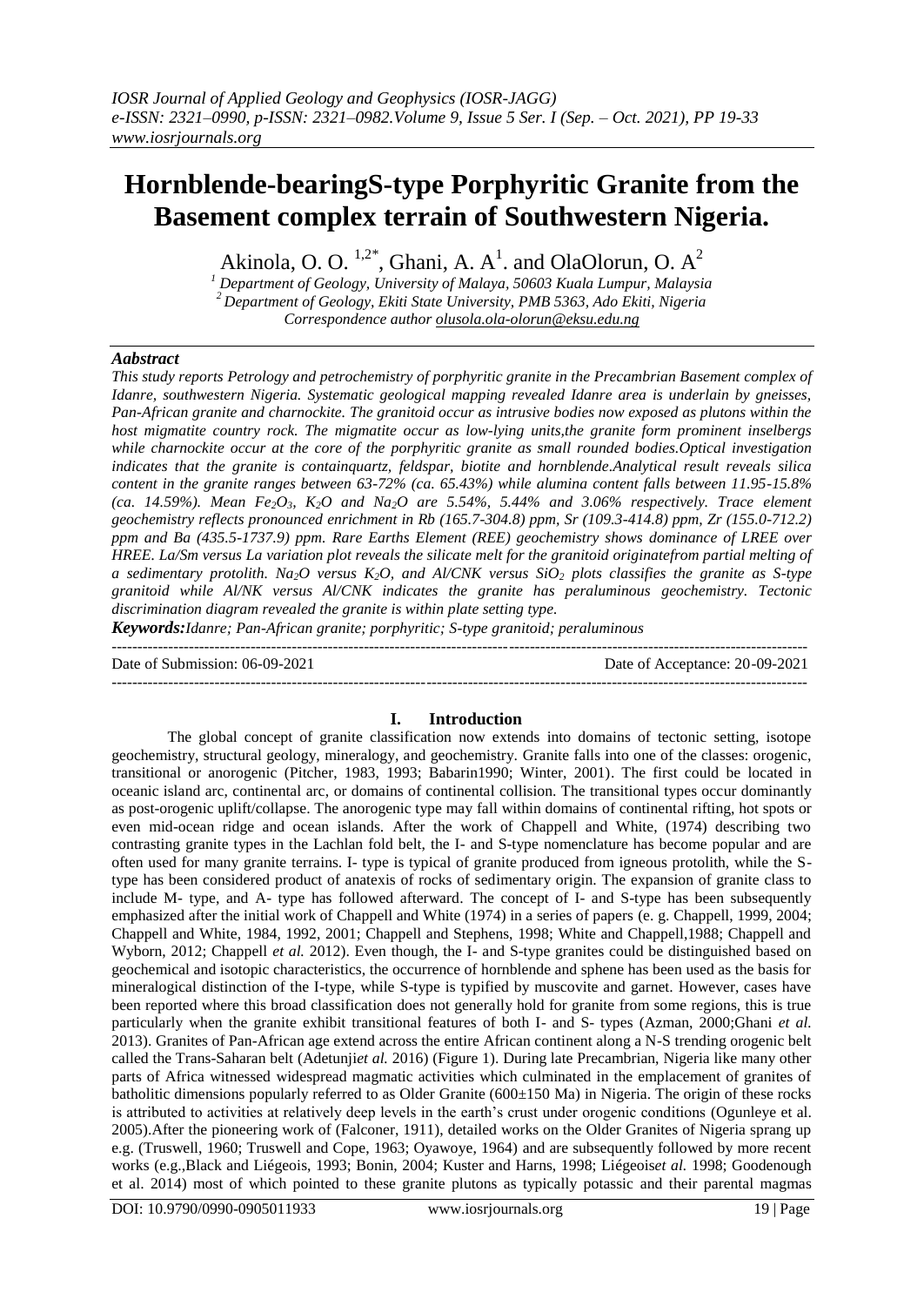# Hornblende-bearingS-type Porphyritic Granite from the Basement complex terrain of Southwestern Nigeria.

Akinola, O. O. [1,2*], Ghani, A. A[1]. and OlaOlorun, O. A[2]

[1] Department of Geology, University of Malaya, 50603 Kuala Lumpur, Malaysia
[2] Department of Geology, Ekiti State University, PMB 5363, Ado Ekiti, Nigeria
Correspondence author olusola.ola-olorun@eksu.edu.ng

### *Aabstract*

*This study reports Petrology and petrochemistry of porphyritic granite in the Precambrian Basement complex of Idanre, southwestern Nigeria. Systematic geological mapping revealed Idanre area is underlain by gneisses, Pan-African granite and charnockite. The granitoid occur as intrusive bodies now exposed as plutons within the host migmatite country rock. The migmatite occur as low-lying units,the granite form prominent inselbergs while charnockite occur at the core of the porphyritic granite as small rounded bodies.Optical investigation indicates that the granite is containquartz, feldspar, biotite and hornblende.Analytical result reveals silica content in the granite ranges between 63-72% (ca. 65.43%) while alumina content falls between 11.95-15.8% (ca. 14.59%). Mean $Fe_2O_3$, $K_2O$ and $Na_2O$ are 5.54%, 5.44% and 3.06% respectively. Trace element geochemistry reflects pronounced enrichment in Rb (165.7-304.8) ppm, Sr (109.3-414.8) ppm, Zr (155.0-712.2) ppm and Ba (435.5-1737.9) ppm. Rare Earths Element (REE) geochemistry shows dominance of LREE over HREE. La/Sm versus La variation plot reveals the silicate melt for the granitoid originatefrom partial melting of a sedimentary protolith. $Na_2O$ versus $K_2O$, and Al/CNK versus $SiO_2$ plots classifies the granite as S-type granitoid while Al/NK versus Al/CNK indicates the granite has peraluminous geochemistry. Tectonic discrimination diagram revealed the granite is within plate setting type.*

***Keywords:****Idanre; Pan-African granite; porphyritic; S-type granitoid; peraluminous*

---

Date of Submission: 06-09-2021 | Date of Acceptance: 20-09-2021

---

## I. Introduction

The global concept of granite classification now extends into domains of tectonic setting, isotope geochemistry, structural geology, mineralogy, and geochemistry. Granite falls into one of the classes: orogenic, transitional or anorogenic (Pitcher, 1983, 1993; Babarin1990; Winter, 2001). The first could be located in oceanic island arc, continental arc, or domains of continental collision. The transitional types occur dominantly as post-orogenic uplift/collapse. The anorogenic type may fall within domains of continental rifting, hot spots or even mid-ocean ridge and ocean islands. After the work of Chappell and White, (1974) describing two contrasting granite types in the Lachlan fold belt, the I- and S-type nomenclature has become popular and are often used for many granite terrains. I- type is typical of granite produced from igneous protolith, while the S-type has been considered product of anatexis of rocks of sedimentary origin. The expansion of granite class to include M- type, and A- type has followed afterward. The concept of I- and S-type has been subsequently emphasized after the initial work of Chappell and White (1974) in a series of papers (e. g. Chappell, 1999, 2004; Chappell and White, 1984, 1992, 2001; Chappell and Stephens, 1998; White and Chappell,1988; Chappell and Wyborn, 2012; Chappell *et al.* 2012). Even though, the I- and S-type granites could be distinguished based on geochemical and isotopic characteristics, the occurrence of hornblende and sphene has been used as the basis for mineralogical distinction of the I-type, while S-type is typified by muscovite and garnet. However, cases have been reported where this broad classification does not generally hold for granite from some regions, this is true particularly when the granite exhibit transitional features of both I- and S- types (Azman, 2000;Ghani *et al.* 2013). Granites of Pan-African age extend across the entire African continent along a N-S trending orogenic belt called the Trans-Saharan belt (Adetunji*et al.* 2016) (Figure 1). During late Precambrian, Nigeria like many other parts of Africa witnessed widespread magmatic activities which culminated in the emplacement of granites of batholitic dimensions popularly referred to as Older Granite (600±150 Ma) in Nigeria. The origin of these rocks is attributed to activities at relatively deep levels in the earth's crust under orogenic conditions (Ogunleye et al. 2005).After the pioneering work of (Falconer, 1911), detailed works on the Older Granites of Nigeria sprang up e.g. (Truswell, 1960; Truswell and Cope, 1963; Oyawoye, 1964) and are subsequently followed by more recent works (e.g.,Black and Liégeois, 1993; Bonin, 2004; Kuster and Harns, 1998; Liégeois*et al.* 1998; Goodenough et al. 2014) most of which pointed to these granite plutons as typically potassic and their parental magmas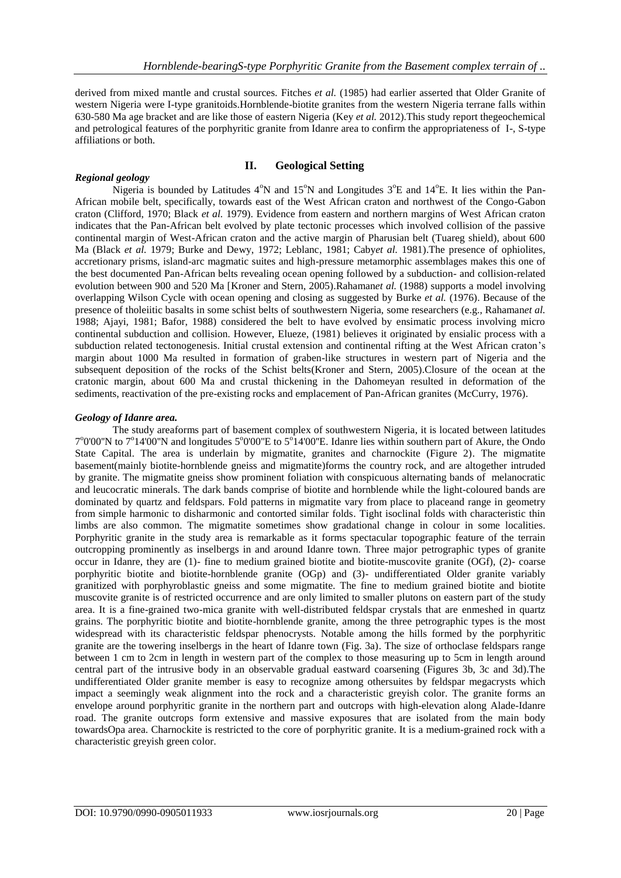derived from mixed mantle and crustal sources. Fitches *et al.* (1985) had earlier asserted that Older Granite of western Nigeria were I-type granitoids.Hornblende-biotite granites from the western Nigeria terrane falls within 630-580 Ma age bracket and are like those of eastern Nigeria (Key *et al.* 2012).This study report thegeochemical and petrological features of the porphyritic granite from Idanre area to confirm the appropriateness of I-, S-type affiliations or both.

## II. Geological Setting

### *Regional geology*

Nigeria is bounded by Latitudes 4°N and 15°N and Longitudes 3°E and 14°E. It lies within the Pan-African mobile belt, specifically, towards east of the West African craton and northwest of the Congo-Gabon craton (Clifford, 1970; Black *et al.* 1979). Evidence from eastern and northern margins of West African craton indicates that the Pan-African belt evolved by plate tectonic processes which involved collision of the passive continental margin of West-African craton and the active margin of Pharusian belt (Tuareg shield), about 600 Ma (Black *et al.* 1979; Burke and Dewy, 1972; Leblanc, 1981; Caby*et al.* 1981).The presence of ophiolites, accretionary prisms, island-arc magmatic suites and high-pressure metamorphic assemblages makes this one of the best documented Pan-African belts revealing ocean opening followed by a subduction- and collision-related evolution between 900 and 520 Ma [Kroner and Stern, 2005).Rahaman*et al.* (1988) supports a model involving overlapping Wilson Cycle with ocean opening and closing as suggested by Burke *et al.* (1976). Because of the presence of tholeiitic basalts in some schist belts of southwestern Nigeria, some researchers (e.g., Rahaman*et al.* 1988; Ajayi, 1981; Bafor, 1988) considered the belt to have evolved by ensimatic process involving micro continental subduction and collision. However, Elueze, (1981) believes it originated by ensialic process with a subduction related tectonogenesis. Initial crustal extension and continental rifting at the West African craton's margin about 1000 Ma resulted in formation of graben-like structures in western part of Nigeria and the subsequent deposition of the rocks of the Schist belts(Kroner and Stern, 2005).Closure of the ocean at the cratonic margin, about 600 Ma and crustal thickening in the Dahomeyan resulted in deformation of the sediments, reactivation of the pre-existing rocks and emplacement of Pan-African granites (McCurry, 1976).

### *Geology of Idanre area.*

The study areaforms part of basement complex of southwestern Nigeria, it is located between latitudes 7°0'00"N to 7°14'00"N and longitudes 5°0'00"E to 5°14'00"E. Idanre lies within southern part of Akure, the Ondo State Capital. The area is underlain by migmatite, granites and charnockite (Figure 2). The migmatite basement(mainly biotite-hornblende gneiss and migmatite)forms the country rock, and are altogether intruded by granite. The migmatite gneiss show prominent foliation with conspicuous alternating bands of melanocratic and leucocratic minerals. The dark bands comprise of biotite and hornblende while the light-coloured bands are dominated by quartz and feldspars. Fold patterns in migmatite vary from place to placeand range in geometry from simple harmonic to disharmonic and contorted similar folds. Tight isoclinal folds with characteristic thin limbs are also common. The migmatite sometimes show gradational change in colour in some localities. Porphyritic granite in the study area is remarkable as it forms spectacular topographic feature of the terrain outcropping prominently as inselbergs in and around Idanre town. Three major petrographic types of granite occur in Idanre, they are (1)- fine to medium grained biotite and biotite-muscovite granite (OGf), (2)- coarse porphyritic biotite and biotite-hornblende granite (OGp) and (3)- undifferentiated Older granite variably granitized with porphyroblastic gneiss and some migmatite. The fine to medium grained biotite and biotite muscovite granite is of restricted occurrence and are only limited to smaller plutons on eastern part of the study area. It is a fine-grained two-mica granite with well-distributed feldspar crystals that are enmeshed in quartz grains. The porphyritic biotite and biotite-hornblende granite, among the three petrographic types is the most widespread with its characteristic feldspar phenocrysts. Notable among the hills formed by the porphyritic granite are the towering inselbergs in the heart of Idanre town (Fig. 3a). The size of orthoclase feldspars range between 1 cm to 2cm in length in western part of the complex to those measuring up to 5cm in length around central part of the intrusive body in an observable gradual eastward coarsening (Figures 3b, 3c and 3d).The undifferentiated Older granite member is easy to recognize among othersuites by feldspar megacrysts which impact a seemingly weak alignment into the rock and a characteristic greyish color. The granite forms an envelope around porphyritic granite in the northern part and outcrops with high-elevation along Alade-Idanre road. The granite outcrops form extensive and massive exposures that are isolated from the main body towardsOpa area. Charnockite is restricted to the core of porphyritic granite. It is a medium-grained rock with a characteristic greyish green color.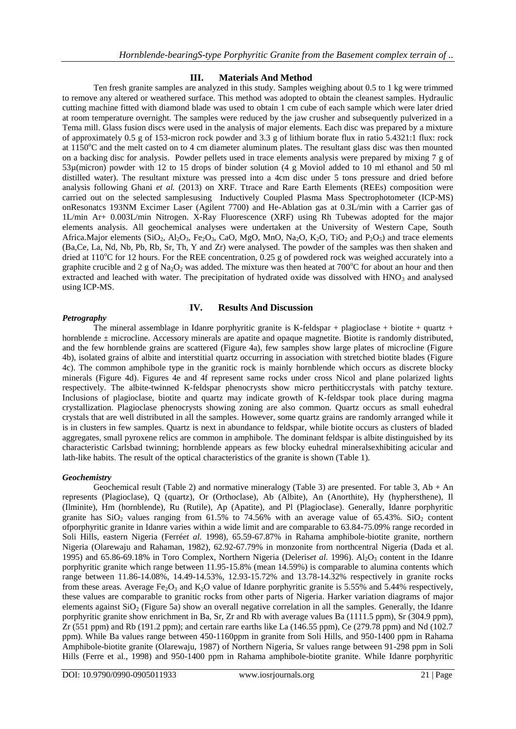## III. Materials And Method

Ten fresh granite samples are analyzed in this study. Samples weighing about 0.5 to 1 kg were trimmed to remove any altered or weathered surface. This method was adopted to obtain the cleanest samples. Hydraulic cutting machine fitted with diamond blade was used to obtain 1 cm cube of each sample which were later dried at room temperature overnight. The samples were reduced by the jaw crusher and subsequently pulverized in a Tema mill. Glass fusion discs were used in the analysis of major elements. Each disc was prepared by a mixture of approximately 0.5 g of 153-micron rock powder and 3.3 g of lithium borate flux in ratio 5.4321:1 flux: rock at 1150°C and the melt casted on to 4 cm diameter aluminum plates. The resultant glass disc was then mounted on a backing disc for analysis. Powder pellets used in trace elements analysis were prepared by mixing 7 g of 53µ(micron) powder with 12 to 15 drops of binder solution (4 g Moviol added to 10 ml ethanol and 50 ml distilled water). The resultant mixture was pressed into a 4cm disc under 5 tons pressure and dried before analysis following Ghani *et al.* (2013) on XRF. Ttrace and Rare Earth Elements (REEs) composition were carried out on the selected samplesusing Inductively Coupled Plasma Mass Spectrophotometer (ICP-MS) onResonatcs 193NM Excimer Laser (Agilent 7700) and He-Ablation gas at 0.3L/min with a Carrier gas of 1L/min Ar+ 0.003L/min Nitrogen. X-Ray Fluorescence (XRF) using Rh Tubewas adopted for the major elements analysis. All geochemical analyses were undertaken at the University of Western Cape, South Africa.Major elements ($SiO_2$, $Al_2O_3$, $Fe_2O_3$, CaO, MgO, MnO, $Na_2O$, $K_2O$, $TiO_2$ and $P_2O_5$) and trace elements (Ba,Ce, La, Nd, Nb, Pb, Rb, Sr, Th, Y and Zr) were analysed. The powder of the samples was then shaken and dried at 110°C for 12 hours. For the REE concentration, 0.25 g of powdered rock was weighed accurately into a graphite crucible and 2 g of $Na_2O_2$ was added. The mixture was then heated at 700°C for about an hour and then extracted and leached with water. The precipitation of hydrated oxide was dissolved with $HNO_3$ and analysed using ICP-MS.

## IV. Results And Discussion

### *Petrography*

The mineral assemblage in Idanre porphyritic granite is K-feldspar + plagioclase + biotite + quartz + hornblende ± microcline. Accessory minerals are apatite and opaque magnetite. Biotite is randomly distributed, and the few hornblende grains are scattered (Figure 4a), few samples show large plates of microcline (Figure 4b), isolated grains of albite and interstitial quartz occurring in association with stretched biotite blades (Figure 4c). The common amphibole type in the granitic rock is mainly hornblende which occurs as discrete blocky minerals (Figure 4d). Figures 4e and 4f represent same rocks under cross Nicol and plane polarized lights respectively. The albite-twinned K-feldspar phenocrysts show micro perthiticcrystals with patchy texture. Inclusions of plagioclase, biotite and quartz may indicate growth of K-feldspar took place during magma crystallization. Plagioclase phenocrysts showing zoning are also common. Quartz occurs as small euhedral crystals that are well distributed in all the samples. However, some quartz grains are randomly arranged while it is in clusters in few samples. Quartz is next in abundance to feldspar, while biotite occurs as clusters of bladed aggregates, small pyroxene relics are common in amphibole. The dominant feldspar is albite distinguished by its characteristic Carlsbad twinning; hornblende appears as few blocky euhedral mineralsexhibiting acicular and lath-like habits. The result of the optical characteristics of the granite is shown (Table 1).

### *Geochemistry*

Geochemical result (Table 2) and normative mineralogy (Table 3) are presented. For table 3, Ab + An represents (Plagioclase), Q (quartz), Or (Orthoclase), Ab (Albite), An (Anorthite), Hy (hyphersthene), Il (Ilminite), Hm (hornblende), Ru (Rutile), Ap (Apatite), and Pl (Plagioclase). Generally, Idanre porphyritic granite has $SiO_2$ values ranging from 61.5% to 74.56% with an average value of 65.43%. $SiO_2$ content ofporphyritic granite in Idanre varies within a wide limit and are comparable to 63.84-75.09% range recorded in Soli Hills, eastern Nigeria (Ferré*et al.* 1998), 65.59-67.87% in Rahama amphibole-biotite granite, northern Nigeria (Olarewaju and Rahaman, 1982), 62.92-67.79% in monzonite from northcentral Nigeria (Dada et al. 1995) and 65.86-69.18% in Toro Complex, Northern Nigeria (Deleris*et al.* 1996). $Al_2O_3$ content in the Idanre porphyritic granite which range between 11.95-15.8% (mean 14.59%) is comparable to alumina contents which range between 11.86-14.08%, 14.49-14.53%, 12.93-15.72% and 13.78-14.32% respectively in granite rocks from these areas. Average $Fe_2O_3$ and $K_2O$ value of Idanre porphyritic granite is 5.55% and 5.44% respectively, these values are comparable to granitic rocks from other parts of Nigeria. Harker variation diagrams of major elements against $SiO_2$ (Figure 5a) show an overall negative correlation in all the samples. Generally, the Idanre porphyritic granite show enrichment in Ba, Sr, Zr and Rb with average values Ba (1111.5 ppm), Sr (304.9 ppm), Zr (551 ppm) and Rb (191.2 ppm); and certain rare earths like La (146.55 ppm), Ce (279.78 ppm) and Nd (102.7 ppm). While Ba values range between 450-1160ppm in granite from Soli Hills, and 950-1400 ppm in Rahama Amphibole-biotite granite (Olarewaju, 1987) of Northern Nigeria, Sr values range between 91-298 ppm in Soli Hills (Ferre et al., 1998) and 950-1400 ppm in Rahama amphibole-biotite granite. While Idanre porphyritic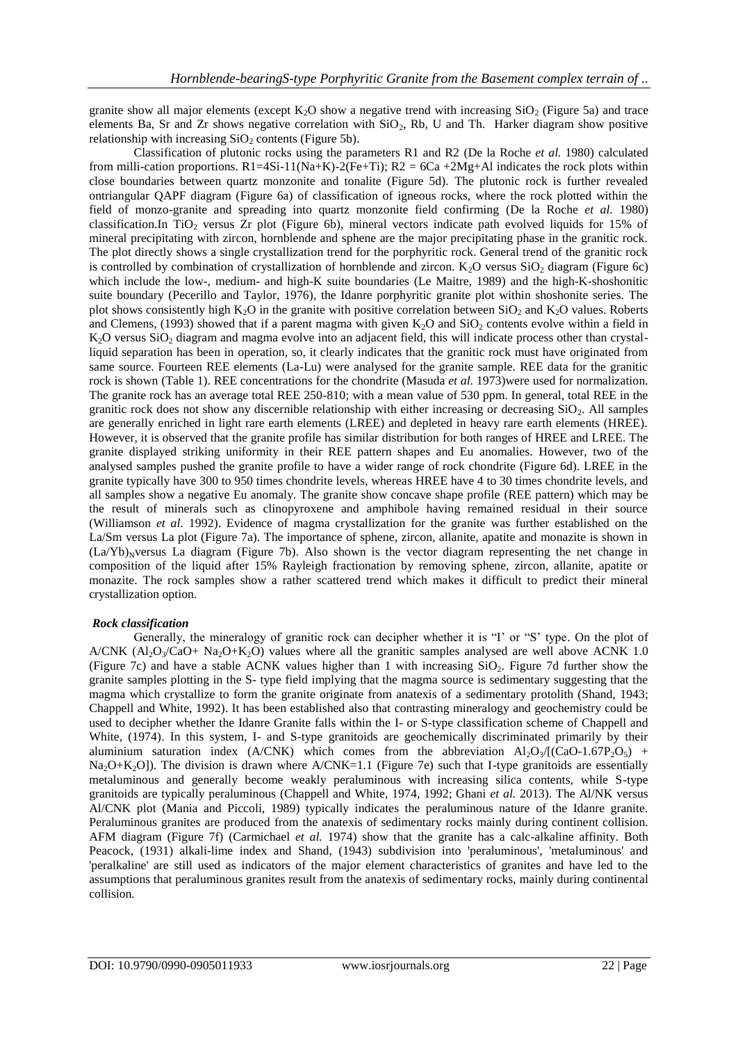granite show all major elements (except $K_2O$ show a negative trend with increasing $SiO_2$ (Figure 5a) and trace elements Ba, Sr and Zr shows negative correlation with $SiO_2$, Rb, U and Th. Harker diagram show positive relationship with increasing $SiO_2$ contents (Figure 5b).

Classification of plutonic rocks using the parameters R1 and R2 (De la Roche *et al.* 1980) calculated from milli-cation proportions. R1=4Si-11(Na+K)-2(Fe+Ti); R2 = 6Ca +2Mg+Al indicates the rock plots within close boundaries between quartz monzonite and tonalite (Figure 5d). The plutonic rock is further revealed ontriangular QAPF diagram (Figure 6a) of classification of igneous rocks, where the rock plotted within the field of monzo-granite and spreading into quartz monzonite field confirming (De la Roche *et al.* 1980) classification.In $TiO_2$ versus Zr plot (Figure 6b), mineral vectors indicate path evolved liquids for 15% of mineral precipitating with zircon, hornblende and sphene are the major precipitating phase in the granitic rock. The plot directly shows a single crystallization trend for the porphyritic rock. General trend of the granitic rock is controlled by combination of crystallization of hornblende and zircon. $K_2O$ versus $SiO_2$ diagram (Figure 6c) which include the low-, medium- and high-K suite boundaries (Le Maitre, 1989) and the high-K-shoshonitic suite boundary (Pecerillo and Taylor, 1976), the Idanre porphyritic granite plot within shoshonite series. The plot shows consistently high $K_2O$ in the granite with positive correlation between $SiO_2$ and $K_2O$ values. Roberts and Clemens, (1993) showed that if a parent magma with given $K_2O$ and $SiO_2$ contents evolve within a field in $K_2O$ versus $SiO_2$ diagram and magma evolve into an adjacent field, this will indicate process other than crystal-liquid separation has been in operation, so, it clearly indicates that the granitic rock must have originated from same source. Fourteen REE elements (La-Lu) were analysed for the granite sample. REE data for the granitic rock is shown (Table 1). REE concentrations for the chondrite (Masuda *et al.* 1973)were used for normalization. The granite rock has an average total REE 250-810; with a mean value of 530 ppm. In general, total REE in the granitic rock does not show any discernible relationship with either increasing or decreasing $SiO_2$. All samples are generally enriched in light rare earth elements (LREE) and depleted in heavy rare earth elements (HREE). However, it is observed that the granite profile has similar distribution for both ranges of HREE and LREE. The granite displayed striking uniformity in their REE pattern shapes and Eu anomalies. However, two of the analysed samples pushed the granite profile to have a wider range of rock chondrite (Figure 6d). LREE in the granite typically have 300 to 950 times chondrite levels, whereas HREE have 4 to 30 times chondrite levels, and all samples show a negative Eu anomaly. The granite show concave shape profile (REE pattern) which may be the result of minerals such as clinopyroxene and amphibole having remained residual in their source (Williamson *et al.* 1992). Evidence of magma crystallization for the granite was further established on the La/Sm versus La plot (Figure 7a). The importance of sphene, zircon, allanite, apatite and monazite is shown in $(La/Yb)_N$versus La diagram (Figure 7b). Also shown is the vector diagram representing the net change in composition of the liquid after 15% Rayleigh fractionation by removing sphene, zircon, allanite, apatite or monazite. The rock samples show a rather scattered trend which makes it difficult to predict their mineral crystallization option.

### *Rock classification*

Generally, the mineralogy of granitic rock can decipher whether it is "I' or "S' type. On the plot of A/CNK ($Al_2O_3$/CaO+ $Na_2O$+$K_2O$) values where all the granitic samples analysed are well above ACNK 1.0 (Figure 7c) and have a stable ACNK values higher than 1 with increasing $SiO_2$. Figure 7d further show the granite samples plotting in the S- type field implying that the magma source is sedimentary suggesting that the magma which crystallize to form the granite originate from anatexis of a sedimentary protolith (Shand, 1943; Chappell and White, 1992). It has been established also that contrasting mineralogy and geochemistry could be used to decipher whether the Idanre Granite falls within the I- or S-type classification scheme of Chappell and White, (1974). In this system, I- and S-type granitoids are geochemically discriminated primarily by their aluminium saturation index (A/CNK) which comes from the abbreviation $Al_2O_3/[(CaO-1.67P_2O_5) + Na_2O+K_2O])$. The division is drawn where A/CNK=1.1 (Figure 7e) such that I-type granitoids are essentially metaluminous and generally become weakly peraluminous with increasing silica contents, while S-type granitoids are typically peraluminous (Chappell and White, 1974, 1992; Ghani *et al.* 2013). The Al/NK versus Al/CNK plot (Mania and Piccoli, 1989) typically indicates the peraluminous nature of the Idanre granite. Peraluminous granites are produced from the anatexis of sedimentary rocks mainly during continent collision. AFM diagram (Figure 7f) (Carmichael *et al.* 1974) show that the granite has a calc-alkaline affinity. Both Peacock, (1931) alkali-lime index and Shand, (1943) subdivision into 'peraluminous', 'metaluminous' and 'peralkaline' are still used as indicators of the major element characteristics of granites and have led to the assumptions that peraluminous granites result from the anatexis of sedimentary rocks, mainly during continental collision.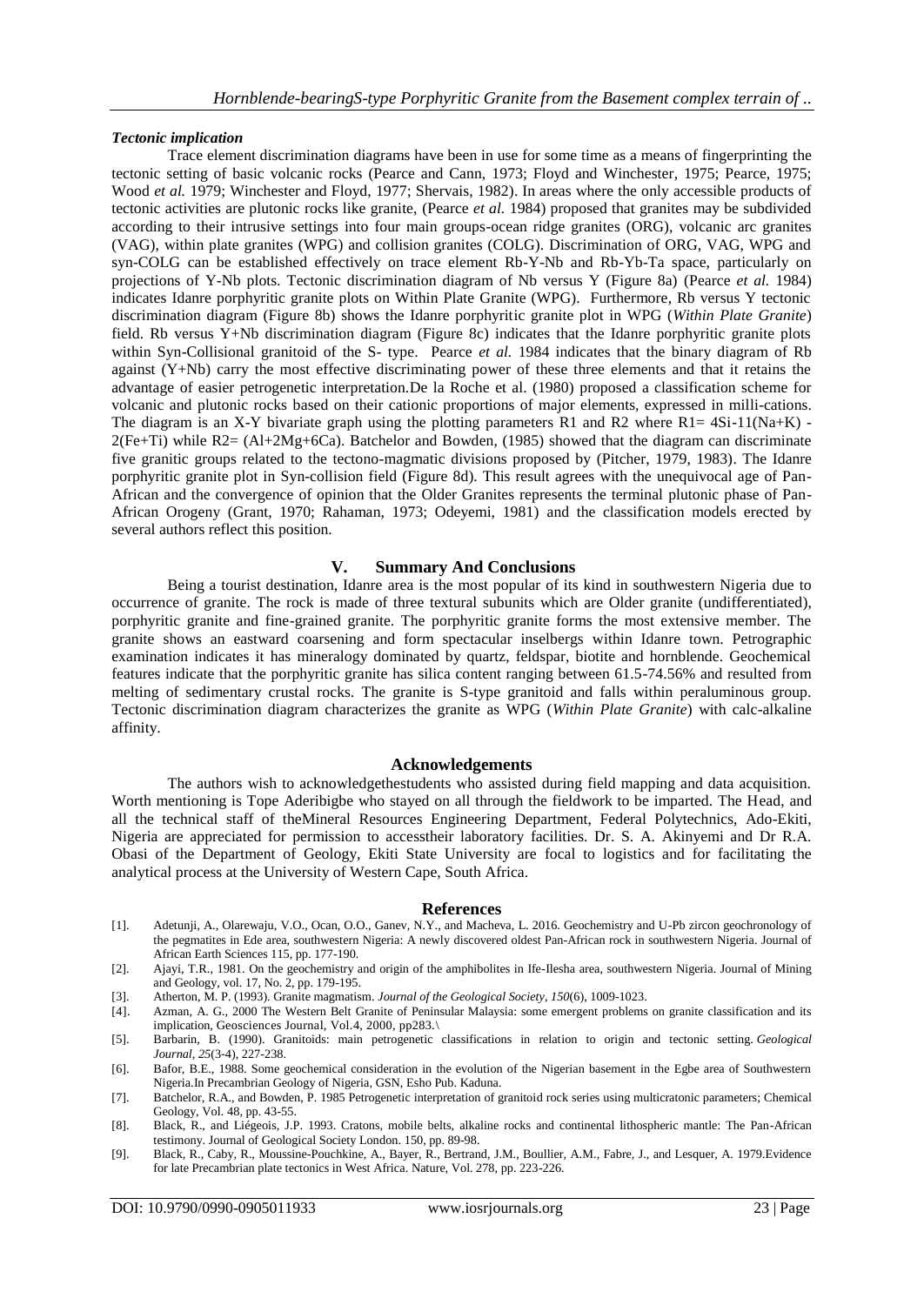### *Tectonic implication*

Trace element discrimination diagrams have been in use for some time as a means of fingerprinting the tectonic setting of basic volcanic rocks (Pearce and Cann, 1973; Floyd and Winchester, 1975; Pearce, 1975; Wood *et al.* 1979; Winchester and Floyd, 1977; Shervais, 1982). In areas where the only accessible products of tectonic activities are plutonic rocks like granite, (Pearce *et al.* 1984) proposed that granites may be subdivided according to their intrusive settings into four main groups-ocean ridge granites (ORG), volcanic arc granites (VAG), within plate granites (WPG) and collision granites (COLG). Discrimination of ORG, VAG, WPG and syn-COLG can be established effectively on trace element Rb-Y-Nb and Rb-Yb-Ta space, particularly on projections of Y-Nb plots. Tectonic discrimination diagram of Nb versus Y (Figure 8a) (Pearce *et al.* 1984) indicates Idanre porphyritic granite plots on Within Plate Granite (WPG). Furthermore, Rb versus Y tectonic discrimination diagram (Figure 8b) shows the Idanre porphyritic granite plot in WPG (*Within Plate Granite*) field. Rb versus Y+Nb discrimination diagram (Figure 8c) indicates that the Idanre porphyritic granite plots within Syn-Collisional granitoid of the S- type. Pearce *et al.* 1984 indicates that the binary diagram of Rb against (Y+Nb) carry the most effective discriminating power of these three elements and that it retains the advantage of easier petrogenetic interpretation.De la Roche et al. (1980) proposed a classification scheme for volcanic and plutonic rocks based on their cationic proportions of major elements, expressed in milli-cations. The diagram is an X-Y bivariate graph using the plotting parameters R1 and R2 where R1= 4Si-11(Na+K) - 2(Fe+Ti) while R2= (Al+2Mg+6Ca). Batchelor and Bowden, (1985) showed that the diagram can discriminate five granitic groups related to the tectono-magmatic divisions proposed by (Pitcher, 1979, 1983). The Idanre porphyritic granite plot in Syn-collision field (Figure 8d). This result agrees with the unequivocal age of Pan-African and the convergence of opinion that the Older Granites represents the terminal plutonic phase of Pan-African Orogeny (Grant, 1970; Rahaman, 1973; Odeyemi, 1981) and the classification models erected by several authors reflect this position.

## V. Summary And Conclusions

Being a tourist destination, Idanre area is the most popular of its kind in southwestern Nigeria due to occurrence of granite. The rock is made of three textural subunits which are Older granite (undifferentiated), porphyritic granite and fine-grained granite. The porphyritic granite forms the most extensive member. The granite shows an eastward coarsening and form spectacular inselbergs within Idanre town. Petrographic examination indicates it has mineralogy dominated by quartz, feldspar, biotite and hornblende. Geochemical features indicate that the porphyritic granite has silica content ranging between 61.5-74.56% and resulted from melting of sedimentary crustal rocks. The granite is S-type granitoid and falls within peraluminous group. Tectonic discrimination diagram characterizes the granite as WPG (*Within Plate Granite*) with calc-alkaline affinity.

## Acknowledgements

The authors wish to acknowledgethestudents who assisted during field mapping and data acquisition. Worth mentioning is Tope Aderibigbe who stayed on all through the fieldwork to be imparted. The Head, and all the technical staff of theMineral Resources Engineering Department, Federal Polytechnics, Ado-Ekiti, Nigeria are appreciated for permission to accesstheir laboratory facilities. Dr. S. A. Akinyemi and Dr R.A. Obasi of the Department of Geology, Ekiti State University are focal to logistics and for facilitating the analytical process at the University of Western Cape, South Africa.

## References

[1]. Adetunji, A., Olarewaju, V.O., Ocan, O.O., Ganev, N.Y., and Macheva, L. 2016. Geochemistry and U-Pb zircon geochronology of the pegmatites in Ede area, southwestern Nigeria: A newly discovered oldest Pan-African rock in southwestern Nigeria. Journal of African Earth Sciences 115, pp. 177-190.

[2]. Ajayi, T.R., 1981. On the geochemistry and origin of the amphibolites in Ife-Ilesha area, southwestern Nigeria. Journal of Mining and Geology, vol. 17, No. 2, pp. 179-195.

[3]. Atherton, M. P. (1993). Granite magmatism. *Journal of the Geological Society*, *150*(6), 1009-1023.

[4]. Azman, A. G., 2000 The Western Belt Granite of Peninsular Malaysia: some emergent problems on granite classification and its implication, Geosciences Journal, Vol.4, 2000, pp283.\

[5]. Barbarin, B. (1990). Granitoids: main petrogenetic classifications in relation to origin and tectonic setting. *Geological Journal*, *25*(3-4), 227-238.

[6]. Bafor, B.E., 1988. Some geochemical consideration in the evolution of the Nigerian basement in the Egbe area of Southwestern Nigeria.In Precambrian Geology of Nigeria, GSN, Esho Pub. Kaduna.

[7]. Batchelor, R.A., and Bowden, P. 1985 Petrogenetic interpretation of granitoid rock series using multicratonic parameters; Chemical Geology, Vol. 48, pp. 43-55.

[8]. Black, R., and Liégeois, J.P. 1993. Cratons, mobile belts, alkaline rocks and continental lithospheric mantle: The Pan-African testimony. Journal of Geological Society London. 150, pp. 89-98.

[9]. Black, R., Caby, R., Moussine-Pouchkine, A., Bayer, R., Bertrand, J.M., Boullier, A.M., Fabre, J., and Lesquer, A. 1979.Evidence for late Precambrian plate tectonics in West Africa. Nature, Vol. 278, pp. 223-226.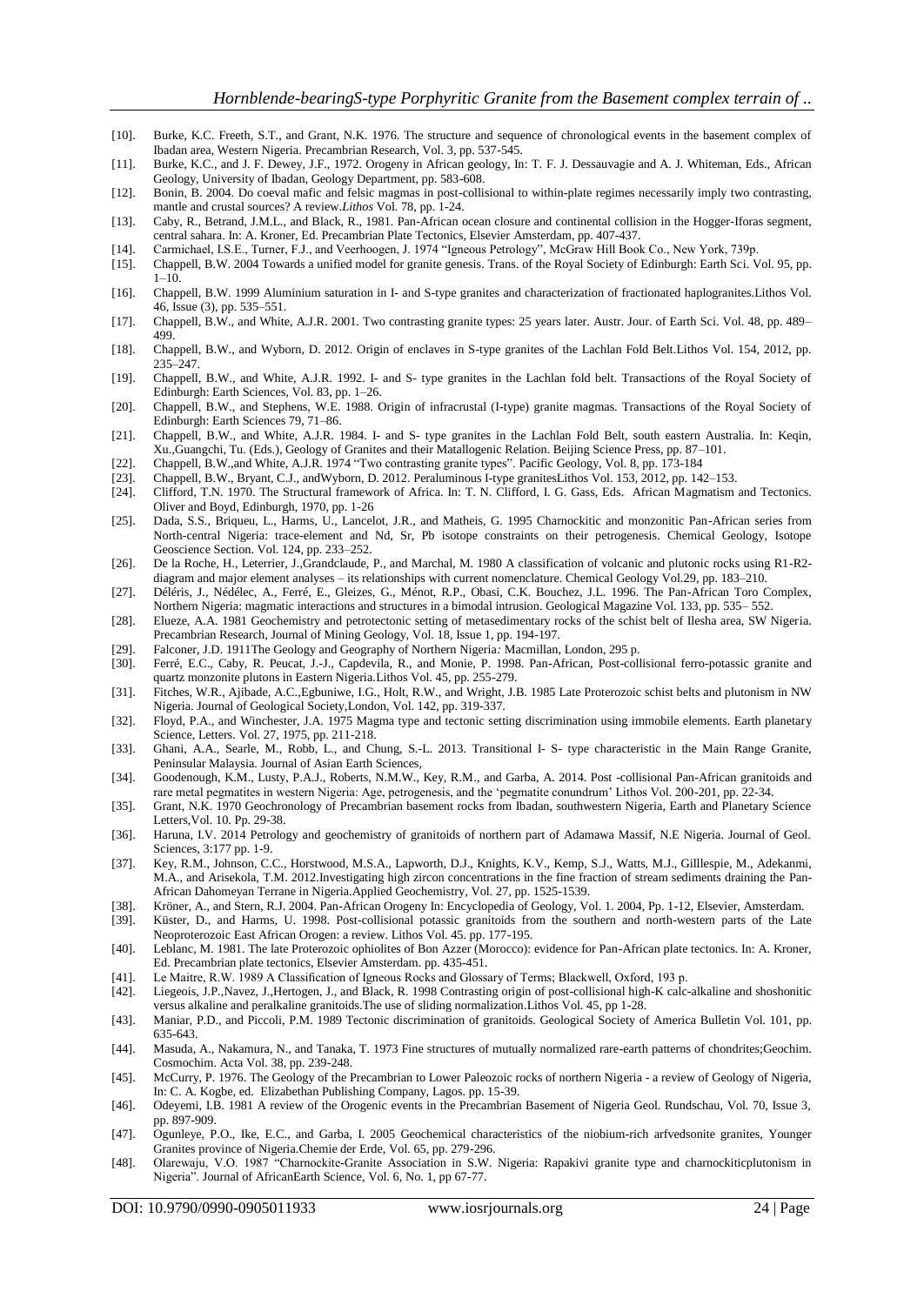[10]. Burke, K.C. Freeth, S.T., and Grant, N.K. 1976. The structure and sequence of chronological events in the basement complex of Ibadan area, Western Nigeria. Precambrian Research, Vol. 3, pp. 537-545.

[11]. Burke, K.C., and J. F. Dewey, J.F., 1972. Orogeny in African geology, In: T. F. J. Dessauvagie and A. J. Whiteman, Eds., African Geology, University of Ibadan, Geology Department, pp. 583-608.

[12]. Bonin, B. 2004. Do coeval mafic and felsic magmas in post-collisional to within-plate regimes necessarily imply two contrasting, mantle and crustal sources? A review.*Lithos* Vol. 78, pp. 1-24.

[13]. Caby, R., Betrand, J.M.L., and Black, R., 1981. Pan-African ocean closure and continental collision in the Hogger-Iforas segment, central sahara. In: A. Kroner, Ed. Precambrian Plate Tectonics, Elsevier Amsterdam, pp. 407-437.

[14]. Carmichael, I.S.E., Turner, F.J., and Veerhoogen, J. 1974 "Igneous Petrology", McGraw Hill Book Co., New York, 739p.

[15]. Chappell, B.W. 2004 Towards a unified model for granite genesis. Trans. of the Royal Society of Edinburgh: Earth Sci. Vol. 95, pp. 1–10.

[16]. Chappell, B.W. 1999 Aluminium saturation in I- and S-type granites and characterization of fractionated haplogranites.Lithos Vol. 46, Issue (3), pp. 535–551.

[17]. Chappell, B.W., and White, A.J.R. 2001. Two contrasting granite types: 25 years later. Austr. Jour. of Earth Sci. Vol. 48, pp. 489–499.

[18]. Chappell, B.W., and Wyborn, D. 2012. Origin of enclaves in S-type granites of the Lachlan Fold Belt.Lithos Vol. 154, 2012, pp. 235–247.

[19]. Chappell, B.W., and White, A.J.R. 1992. I- and S- type granites in the Lachlan fold belt. Transactions of the Royal Society of Edinburgh: Earth Sciences, Vol. 83, pp. 1–26.

[20]. Chappell, B.W., and Stephens, W.E. 1988. Origin of infracrustal (I-type) granite magmas. Transactions of the Royal Society of Edinburgh: Earth Sciences 79, 71–86.

[21]. Chappell, B.W., and White, A.J.R. 1984. I- and S- type granites in the Lachlan Fold Belt, south eastern Australia. In: Keqin, Xu.,Guangchi, Tu. (Eds.), Geology of Granites and their Matallogenic Relation. Beijing Science Press, pp. 87–101.

[22]. Chappell, B.W.,and White, A.J.R. 1974 "Two contrasting granite types". Pacific Geology, Vol. 8, pp. 173-184

[23]. Chappell, B.W., Bryant, C.J., andWyborn, D. 2012. Peraluminous I-type granitesLithos Vol. 153, 2012, pp. 142–153.

[24]. Clifford, T.N. 1970. The Structural framework of Africa. In: T. N. Clifford, I. G. Gass, Eds. African Magmatism and Tectonics. Oliver and Boyd, Edinburgh, 1970, pp. 1-26

[25]. Dada, S.S., Briqueu, L., Harms, U., Lancelot, J.R., and Matheis, G. 1995 Charnockitic and monzonitic Pan-African series from North-central Nigeria: trace-element and Nd, Sr, Pb isotope constraints on their petrogenesis. Chemical Geology, Isotope Geoscience Section. Vol. 124, pp. 233–252.

[26]. De la Roche, H., Leterrier, J.,Grandclaude, P., and Marchal, M. 1980 A classification of volcanic and plutonic rocks using R1-R2-diagram and major element analyses – its relationships with current nomenclature. Chemical Geology Vol.29, pp. 183–210.

[27]. Déléris, J., Nédélec, A., Ferré, E., Gleizes, G., Ménot, R.P., Obasi, C.K. Bouchez, J.L. 1996. The Pan-African Toro Complex, Northern Nigeria: magmatic interactions and structures in a bimodal intrusion. Geological Magazine Vol. 133, pp. 535– 552.

[28]. Elueze, A.A. 1981 Geochemistry and petrotectonic setting of metasedimentary rocks of the schist belt of Ilesha area, SW Nigeria. Precambrian Research, Journal of Mining Geology, Vol. 18, Issue 1, pp. 194-197.

[29]. Falconer, J.D. 1911The Geology and Geography of Northern Nigeria*:* Macmillan, London, 295 p.

[30]. Ferré, E.C., Caby, R. Peucat, J.-J., Capdevila, R., and Monie, P. 1998. Pan-African, Post-collisional ferro-potassic granite and quartz monzonite plutons in Eastern Nigeria.Lithos Vol. 45, pp. 255-279.

[31]. Fitches, W.R., Ajibade, A.C.,Egbuniwe, I.G., Holt, R.W., and Wright, J.B. 1985 Late Proterozoic schist belts and plutonism in NW Nigeria. Journal of Geological Society,London, Vol. 142, pp. 319-337.

[32]. Floyd, P.A., and Winchester, J.A. 1975 Magma type and tectonic setting discrimination using immobile elements. Earth planetary Science, Letters. Vol. 27, 1975, pp. 211-218.

[33]. Ghani, A.A., Searle, M., Robb, L., and Chung, S.-L. 2013. Transitional I- S- type characteristic in the Main Range Granite, Peninsular Malaysia. Journal of Asian Earth Sciences,

[34]. Goodenough, K.M., Lusty, P.A.J., Roberts, N.M.W., Key, R.M., and Garba, A. 2014. Post -collisional Pan-African granitoids and rare metal pegmatites in western Nigeria: Age, petrogenesis, and the 'pegmatite conundrum' Lithos Vol. 200-201, pp. 22-34.

[35]. Grant, N.K. 1970 Geochronology of Precambrian basement rocks from Ibadan, southwestern Nigeria, Earth and Planetary Science Letters,Vol. 10. Pp. 29-38.

[36]. Haruna, I.V. 2014 Petrology and geochemistry of granitoids of northern part of Adamawa Massif, N.E Nigeria. Journal of Geol. Sciences, 3:177 pp. 1-9.

[37]. Key, R.M., Johnson, C.C., Horstwood, M.S.A., Lapworth, D.J., Knights, K.V., Kemp, S.J., Watts, M.J., Gilllespie, M., Adekanmi, M.A., and Arisekola, T.M. 2012.Investigating high zircon concentrations in the fine fraction of stream sediments draining the Pan-African Dahomeyan Terrane in Nigeria.Applied Geochemistry, Vol. 27, pp. 1525-1539.

[38]. Kröner, A., and Stern, R.J. 2004. Pan-African Orogeny In: Encyclopedia of Geology, Vol. 1. 2004, Pp. 1-12, Elsevier, Amsterdam.

[39]. Küster, D., and Harms, U. 1998. Post-collisional potassic granitoids from the southern and north-western parts of the Late Neoproterozoic East African Orogen: a review. Lithos Vol. 45. pp. 177-195.

[40]. Leblanc, M. 1981. The late Proterozoic ophiolites of Bon Azzer (Morocco): evidence for Pan-African plate tectonics. In: A. Kroner, Ed. Precambrian plate tectonics, Elsevier Amsterdam. pp. 435-451.

[41]. Le Maitre, R.W. 1989 A Classification of Igneous Rocks and Glossary of Terms; Blackwell, Oxford, 193 p.

[42]. Liegeois, J.P.,Navez, J.,Hertogen, J., and Black, R. 1998 Contrasting origin of post-collisional high-K calc-alkaline and shoshonitic versus alkaline and peralkaline granitoids.The use of sliding normalization.Lithos Vol. 45, pp 1-28.

[43]. Maniar, P.D., and Piccoli, P.M. 1989 Tectonic discrimination of granitoids. Geological Society of America Bulletin Vol. 101, pp. 635-643.

[44]. Masuda, A., Nakamura, N., and Tanaka, T. 1973 Fine structures of mutually normalized rare-earth patterns of chondrites;Geochim. Cosmochim. Acta Vol. 38, pp. 239-248.

[45]. McCurry, P. 1976. The Geology of the Precambrian to Lower Paleozoic rocks of northern Nigeria - a review of Geology of Nigeria, In: C. A. Kogbe, ed. Elizabethan Publishing Company, Lagos. pp. 15-39.

[46]. Odeyemi, I.B. 1981 A review of the Orogenic events in the Precambrian Basement of Nigeria Geol. Rundschau, Vol. 70, Issue 3, pp. 897-909.

[47]. Ogunleye, P.O., Ike, E.C., and Garba, I. 2005 Geochemical characteristics of the niobium-rich arfvedsonite granites, Younger Granites province of Nigeria.Chemie der Erde, Vol. 65, pp. 279-296.

[48]. Olarewaju, V.O. 1987 "Charnockite-Granite Association in S.W. Nigeria: Rapakivi granite type and charnockiticplutonism in Nigeria". Journal of AfricanEarth Science, Vol. 6, No. 1, pp 67-77.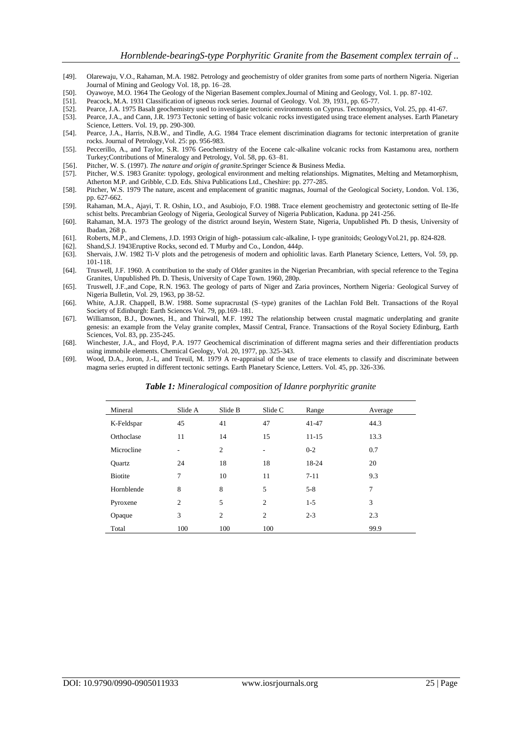[49]. Olarewaju, V.O., Rahaman, M.A. 1982. Petrology and geochemistry of older granites from some parts of northern Nigeria. Nigerian Journal of Mining and Geology Vol. 18, pp. 16–28.

[50]. Oyawoye, M.O. 1964 The Geology of the Nigerian Basement complex.Journal of Mining and Geology, Vol. 1. pp. 87-102.

[51]. Peacock, M.A. 1931 Classification of igneous rock series. Journal of Geology. Vol. 39, 1931, pp. 65-77.

[52]. Pearce, J.A. 1975 Basalt geochemistry used to investigate tectonic environments on Cyprus. Tectonophysics, Vol. 25, pp. 41-67.

[53]. Pearce, J.A., and Cann, J.R. 1973 Tectonic setting of basic volcanic rocks investigated using trace element analyses. Earth Planetary Science, Letters. Vol. 19, pp. 290-300.

[54]. Pearce, J.A., Harris, N.B.W., and Tindle, A.G. 1984 Trace element discrimination diagrams for tectonic interpretation of granite rocks. Journal of Petrology,Vol. 25: pp. 956-983.

[55]. Peccerillo, A., and Taylor, S.R. 1976 Geochemistry of the Eocene calc-alkaline volcanic rocks from Kastamonu area, northern Turkey;Contributions of Mineralogy and Petrology, Vol. 58, pp. 63–81.

[56]. Pitcher, W. S. (1997). *The nature and origin of granite*.Springer Science & Business Media.

[57]. Pitcher, W.S. 1983 Granite: typology, geological environment and melting relationships. Migmatites, Melting and Metamorphism, Atherton M.P. and Gribble, C.D. Eds. Shiva Publications Ltd., Cheshire: pp. 277-285.

[58]. Pitcher, W.S. 1979 The nature, ascent and emplacement of granitic magmas, Journal of the Geological Society, London. Vol. 136, pp. 627-662.

[59]. Rahaman, M.A., Ajayi, T. R. Oshin, I.O., and Asubiojo, F.O. 1988. Trace element geochemistry and geotectonic setting of Ile-Ife schist belts. Precambrian Geology of Nigeria, Geological Survey of Nigeria Publication, Kaduna. pp 241-256.

[60]. Rahaman, M.A. 1973 The geology of the district around Iseyin, Western State, Nigeria, Unpublished Ph. D thesis, University of Ibadan, 268 p.

[61]. Roberts, M.P., and Clemens, J.D. 1993 Origin of high- potassium calc-alkaline, I- type granitoids; GeologyVol.21, pp. 824-828.

[62]. Shand,S.J. 1943Eruptive Rocks, second ed. T Murby and Co., London, 444p.

[63]. Shervais, J.W. 1982 Ti-V plots and the petrogenesis of modern and ophiolitic lavas. Earth Planetary Science, Letters, Vol. 59, pp. 101-118.

[64]. Truswell, J.F. 1960. A contribution to the study of Older granites in the Nigerian Precambrian, with special reference to the Tegina Granites, Unpublished Ph. D. Thesis, University of Cape Town. 1960, 280p.

[65]. Truswell, J.F.,and Cope, R.N. 1963. The geology of parts of Niger and Zaria provinces, Northern Nigeria*:* Geological Survey of Nigeria Bulletin, Vol. 29, 1963, pp 38-52.

[66]. White, A.J.R. Chappell, B.W. 1988. Some supracrustal (S–type) granites of the Lachlan Fold Belt. Transactions of the Royal Society of Edinburgh: Earth Sciences Vol. 79, pp.169–181.

[67]. Williamson, B.J., Downes, H., and Thirwall, M.F. 1992 The relationship between crustal magmatic underplating and granite genesis: an example from the Velay granite complex, Massif Central, France. Transactions of the Royal Society Edinburg, Earth Sciences, Vol. 83, pp. 235-245.

[68]. Winchester, J.A., and Floyd, P.A. 1977 Geochemical discrimination of different magma series and their differentiation products using immobile elements. Chemical Geology, Vol. 20, 1977, pp. 325-343.

[69]. Wood, D.A., Joron, J.-I., and Treuil, M. 1979 A re-appraisal of the use of trace elements to classify and discriminate between magma series erupted in different tectonic settings. Earth Planetary Science, Letters. Vol. 45, pp. 326-336.

***Table 1:*** *Mineralogical composition of Idanre porphyritic granite*

| Mineral | Slide A | Slide B | Slide C | Range | Average |
|---|---|---|---|---|---|
| K-Feldspar | 45 | 41 | 47 | 41-47 | 44.3 |
| Orthoclase | 11 | 14 | 15 | 11-15 | 13.3 |
| Microcline | - | 2 | - | 0-2 | 0.7 |
| Quartz | 24 | 18 | 18 | 18-24 | 20 |
| Biotite | 7 | 10 | 11 | 7-11 | 9.3 |
| Hornblende | 8 | 8 | 5 | 5-8 | 7 |
| Pyroxene | 2 | 5 | 2 | 1-5 | 3 |
| Opaque | 3 | 2 | 2 | 2-3 | 2.3 |
| Total | 100 | 100 | 100 | | 99.9 |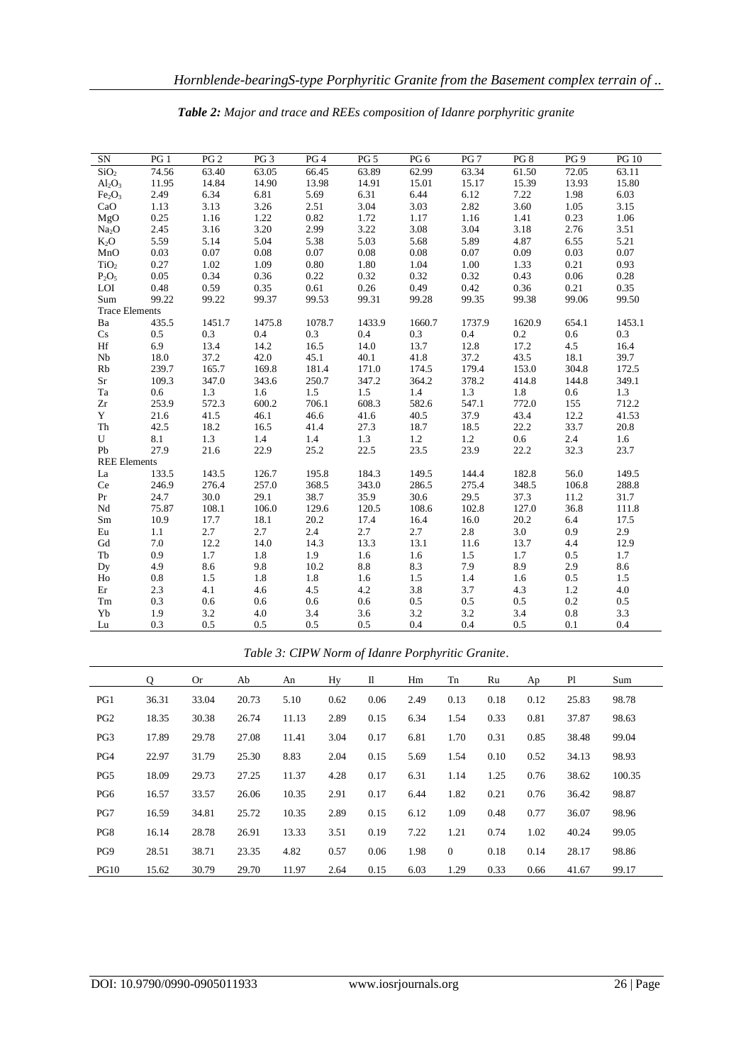***Table 2:*** *Major and trace and REEs composition of Idanre porphyritic granite*

| SN | PG 1 | PG 2 | PG 3 | PG 4 | PG 5 | PG 6 | PG 7 | PG 8 | PG 9 | PG 10 |
|---|---|---|---|---|---|---|---|---|---|---|
| $SiO_2$ | 74.56 | 63.40 | 63.05 | 66.45 | 63.89 | 62.99 | 63.34 | 61.50 | 72.05 | 63.11 |
| $Al_2O_3$ | 11.95 | 14.84 | 14.90 | 13.98 | 14.91 | 15.01 | 15.17 | 15.39 | 13.93 | 15.80 |
| $Fe_2O_3$ | 2.49 | 6.34 | 6.81 | 5.69 | 6.31 | 6.44 | 6.12 | 7.22 | 1.98 | 6.03 |
| CaO | 1.13 | 3.13 | 3.26 | 2.51 | 3.04 | 3.03 | 2.82 | 3.60 | 1.05 | 3.15 |
| MgO | 0.25 | 1.16 | 1.22 | 0.82 | 1.72 | 1.17 | 1.16 | 1.41 | 0.23 | 1.06 |
| $Na_2O$ | 2.45 | 3.16 | 3.20 | 2.99 | 3.22 | 3.08 | 3.04 | 3.18 | 2.76 | 3.51 |
| $K_2O$ | 5.59 | 5.14 | 5.04 | 5.38 | 5.03 | 5.68 | 5.89 | 4.87 | 6.55 | 5.21 |
| MnO | 0.03 | 0.07 | 0.08 | 0.07 | 0.08 | 0.08 | 0.07 | 0.09 | 0.03 | 0.07 |
| $TiO_2$ | 0.27 | 1.02 | 1.09 | 0.80 | 1.80 | 1.04 | 1.00 | 1.33 | 0.21 | 0.93 |
| $P_2O_5$ | 0.05 | 0.34 | 0.36 | 0.22 | 0.32 | 0.32 | 0.32 | 0.43 | 0.06 | 0.28 |
| LOI | 0.48 | 0.59 | 0.35 | 0.61 | 0.26 | 0.49 | 0.42 | 0.36 | 0.21 | 0.35 |
| Sum | 99.22 | 99.22 | 99.37 | 99.53 | 99.31 | 99.28 | 99.35 | 99.38 | 99.06 | 99.50 |
| Trace Elements | | | | | | | | | | |
| Ba | 435.5 | 1451.7 | 1475.8 | 1078.7 | 1433.9 | 1660.7 | 1737.9 | 1620.9 | 654.1 | 1453.1 |
| Cs | 0.5 | 0.3 | 0.4 | 0.3 | 0.4 | 0.3 | 0.4 | 0.2 | 0.6 | 0.3 |
| Hf | 6.9 | 13.4 | 14.2 | 16.5 | 14.0 | 13.7 | 12.8 | 17.2 | 4.5 | 16.4 |
| Nb | 18.0 | 37.2 | 42.0 | 45.1 | 40.1 | 41.8 | 37.2 | 43.5 | 18.1 | 39.7 |
| Rb | 239.7 | 165.7 | 169.8 | 181.4 | 171.0 | 174.5 | 179.4 | 153.0 | 304.8 | 172.5 |
| Sr | 109.3 | 347.0 | 343.6 | 250.7 | 347.2 | 364.2 | 378.2 | 414.8 | 144.8 | 349.1 |
| Ta | 0.6 | 1.3 | 1.6 | 1.5 | 1.5 | 1.4 | 1.3 | 1.8 | 0.6 | 1.3 |
| Zr | 253.9 | 572.3 | 600.2 | 706.1 | 608.3 | 582.6 | 547.1 | 772.0 | 155 | 712.2 |
| Y | 21.6 | 41.5 | 46.1 | 46.6 | 41.6 | 40.5 | 37.9 | 43.4 | 12.2 | 41.53 |
| Th | 42.5 | 18.2 | 16.5 | 41.4 | 27.3 | 18.7 | 18.5 | 22.2 | 33.7 | 20.8 |
| U | 8.1 | 1.3 | 1.4 | 1.4 | 1.3 | 1.2 | 1.2 | 0.6 | 2.4 | 1.6 |
| Pb | 27.9 | 21.6 | 22.9 | 25.2 | 22.5 | 23.5 | 23.9 | 22.2 | 32.3 | 23.7 |
| REE Elements | | | | | | | | | | |
| La | 133.5 | 143.5 | 126.7 | 195.8 | 184.3 | 149.5 | 144.4 | 182.8 | 56.0 | 149.5 |
| Ce | 246.9 | 276.4 | 257.0 | 368.5 | 343.0 | 286.5 | 275.4 | 348.5 | 106.8 | 288.8 |
| Pr | 24.7 | 30.0 | 29.1 | 38.7 | 35.9 | 30.6 | 29.5 | 37.3 | 11.2 | 31.7 |
| Nd | 75.87 | 108.1 | 106.0 | 129.6 | 120.5 | 108.6 | 102.8 | 127.0 | 36.8 | 111.8 |
| Sm | 10.9 | 17.7 | 18.1 | 20.2 | 17.4 | 16.4 | 16.0 | 20.2 | 6.4 | 17.5 |
| Eu | 1.1 | 2.7 | 2.7 | 2.4 | 2.7 | 2.7 | 2.8 | 3.0 | 0.9 | 2.9 |
| Gd | 7.0 | 12.2 | 14.0 | 14.3 | 13.3 | 13.1 | 11.6 | 13.7 | 4.4 | 12.9 |
| Tb | 0.9 | 1.7 | 1.8 | 1.9 | 1.6 | 1.6 | 1.5 | 1.7 | 0.5 | 1.7 |
| Dy | 4.9 | 8.6 | 9.8 | 10.2 | 8.8 | 8.3 | 7.9 | 8.9 | 2.9 | 8.6 |
| Ho | 0.8 | 1.5 | 1.8 | 1.8 | 1.6 | 1.5 | 1.4 | 1.6 | 0.5 | 1.5 |
| Er | 2.3 | 4.1 | 4.6 | 4.5 | 4.2 | 3.8 | 3.7 | 4.3 | 1.2 | 4.0 |
| Tm | 0.3 | 0.6 | 0.6 | 0.6 | 0.6 | 0.5 | 0.5 | 0.5 | 0.2 | 0.5 |
| Yb | 1.9 | 3.2 | 4.0 | 3.4 | 3.6 | 3.2 | 3.2 | 3.4 | 0.8 | 3.3 |
| Lu | 0.3 | 0.5 | 0.5 | 0.5 | 0.5 | 0.4 | 0.4 | 0.5 | 0.1 | 0.4 |

*Table 3: CIPW Norm of Idanre Porphyritic Granite.*

| | Q | Or | Ab | An | Hy | Il | Hm | Tn | Ru | Ap | Pl | Sum |
|---|---|---|---|---|---|---|---|---|---|---|---|---|
| PG1 | 36.31 | 33.04 | 20.73 | 5.10 | 0.62 | 0.06 | 2.49 | 0.13 | 0.18 | 0.12 | 25.83 | 98.78 |
| PG2 | 18.35 | 30.38 | 26.74 | 11.13 | 2.89 | 0.15 | 6.34 | 1.54 | 0.33 | 0.81 | 37.87 | 98.63 |
| PG3 | 17.89 | 29.78 | 27.08 | 11.41 | 3.04 | 0.17 | 6.81 | 1.70 | 0.31 | 0.85 | 38.48 | 99.04 |
| PG4 | 22.97 | 31.79 | 25.30 | 8.83 | 2.04 | 0.15 | 5.69 | 1.54 | 0.10 | 0.52 | 34.13 | 98.93 |
| PG5 | 18.09 | 29.73 | 27.25 | 11.37 | 4.28 | 0.17 | 6.31 | 1.14 | 1.25 | 0.76 | 38.62 | 100.35 |
| PG6 | 16.57 | 33.57 | 26.06 | 10.35 | 2.91 | 0.17 | 6.44 | 1.82 | 0.21 | 0.76 | 36.42 | 98.87 |
| PG7 | 16.59 | 34.81 | 25.72 | 10.35 | 2.89 | 0.15 | 6.12 | 1.09 | 0.48 | 0.77 | 36.07 | 98.96 |
| PG8 | 16.14 | 28.78 | 26.91 | 13.33 | 3.51 | 0.19 | 7.22 | 1.21 | 0.74 | 1.02 | 40.24 | 99.05 |
| PG9 | 28.51 | 38.71 | 23.35 | 4.82 | 0.57 | 0.06 | 1.98 | 0 | 0.18 | 0.14 | 28.17 | 98.86 |
| PG10 | 15.62 | 30.79 | 29.70 | 11.97 | 2.64 | 0.15 | 6.03 | 1.29 | 0.33 | 0.66 | 41.67 | 99.17 |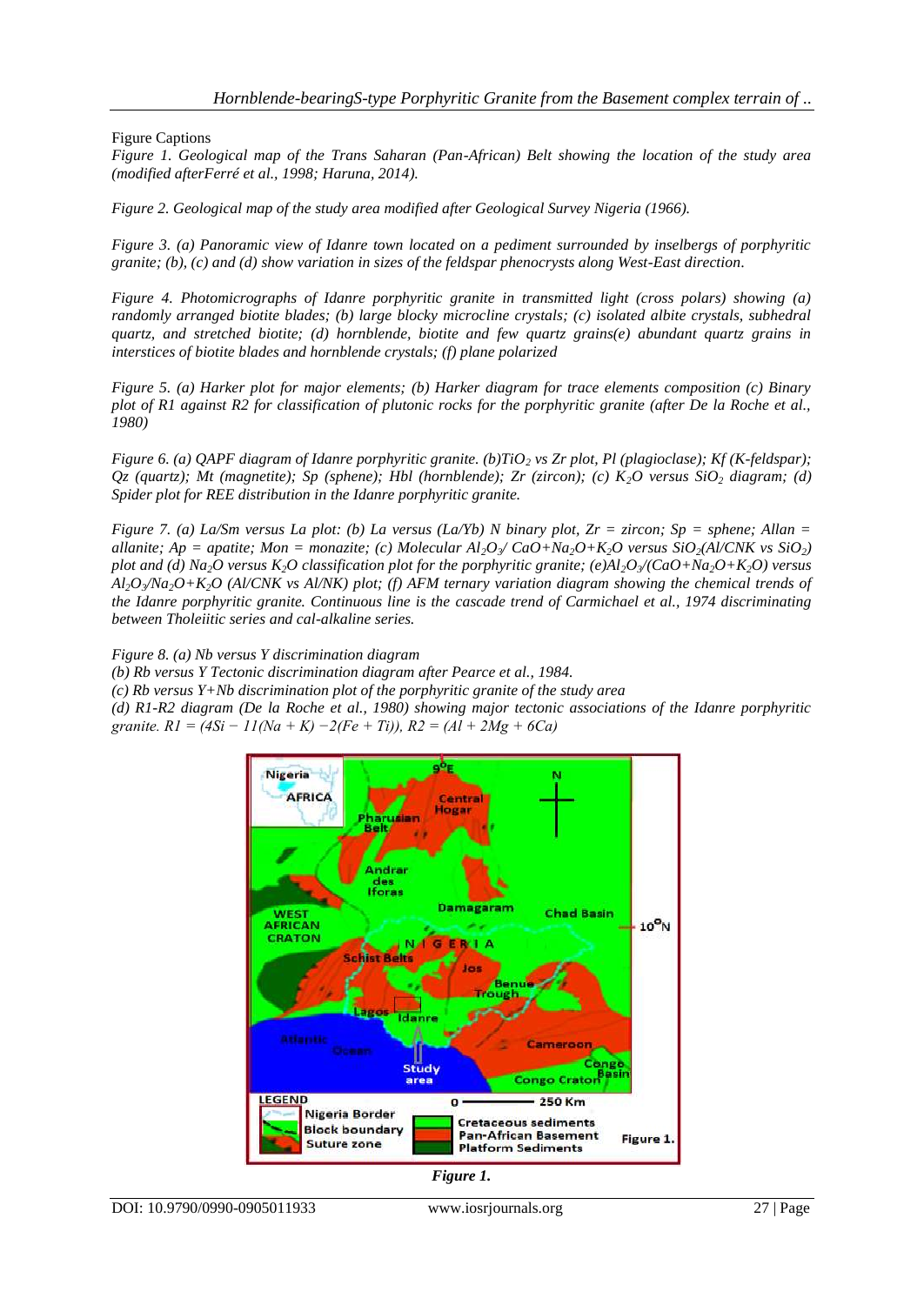Figure Captions

*Figure 1. Geological map of the Trans Saharan (Pan-African) Belt showing the location of the study area (modified afterFerré et al., 1998; Haruna, 2014).*

*Figure 2. Geological map of the study area modified after Geological Survey Nigeria (1966).*

*Figure 3. (a) Panoramic view of Idanre town located on a pediment surrounded by inselbergs of porphyritic granite; (b), (c) and (d) show variation in sizes of the feldspar phenocrysts along West-East direction.*

*Figure 4. Photomicrographs of Idanre porphyritic granite in transmitted light (cross polars) showing (a) randomly arranged biotite blades; (b) large blocky microcline crystals; (c) isolated albite crystals, subhedral quartz, and stretched biotite; (d) hornblende, biotite and few quartz grains(e) abundant quartz grains in interstices of biotite blades and hornblende crystals; (f) plane polarized*

*Figure 5. (a) Harker plot for major elements; (b) Harker diagram for trace elements composition (c) Binary plot of R1 against R2 for classification of plutonic rocks for the porphyritic granite (after De la Roche et al., 1980)*

*Figure 6. (a) QAPF diagram of Idanre porphyritic granite. (b)$TiO_2$ vs Zr plot, Pl (plagioclase); Kf (K-feldspar); Qz (quartz); Mt (magnetite); Sp (sphene); Hbl (hornblende); Zr (zircon); (c) $K_2O$ versus $SiO_2$ diagram; (d) Spider plot for REE distribution in the Idanre porphyritic granite.*

*Figure 7. (a) La/Sm versus La plot: (b) La versus (La/Yb) N binary plot, Zr = zircon; Sp = sphene; Allan = allanite; Ap = apatite; Mon = monazite; (c) Molecular $Al_2O_3$/ $CaO+Na_2O+K_2O$ versus $SiO_2$(Al/CNK vs $SiO_2$) plot and (d) $Na_2O$ versus $K_2O$ classification plot for the porphyritic granite; (e)$Al_2O_3$/($CaO+Na_2O+K_2O$) versus $Al_2O_3$/$Na_2O+K_2O$ (Al/CNK vs Al/NK) plot; (f) AFM ternary variation diagram showing the chemical trends of the Idanre porphyritic granite. Continuous line is the cascade trend of Carmichael et al., 1974 discriminating between Tholeiitic series and cal-alkaline series.*

*Figure 8. (a) Nb versus Y discrimination diagram*
*(b) Rb versus Y Tectonic discrimination diagram after Pearce et al., 1984.*
*(c) Rb versus Y+Nb discrimination plot of the porphyritic granite of the study area*
*(d) R1-R2 diagram (De la Roche et al., 1980) showing major tectonic associations of the Idanre porphyritic granite. R1 = (4Si − 11(Na + K) −2(Fe + Ti)), R2 = (Al + 2Mg + 6Ca)*

***Figure 1.***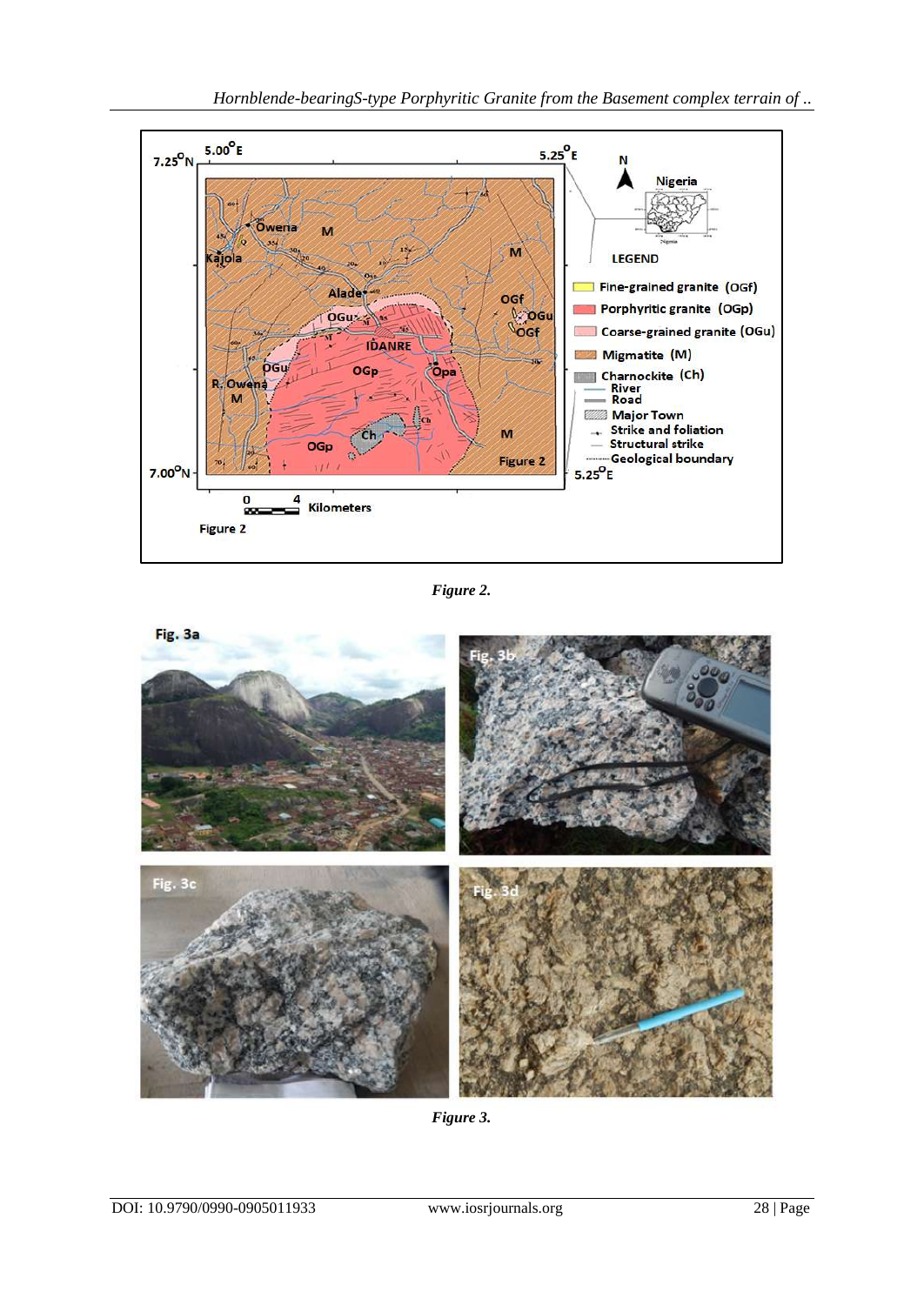*Figure 2.*

*Figure 3.*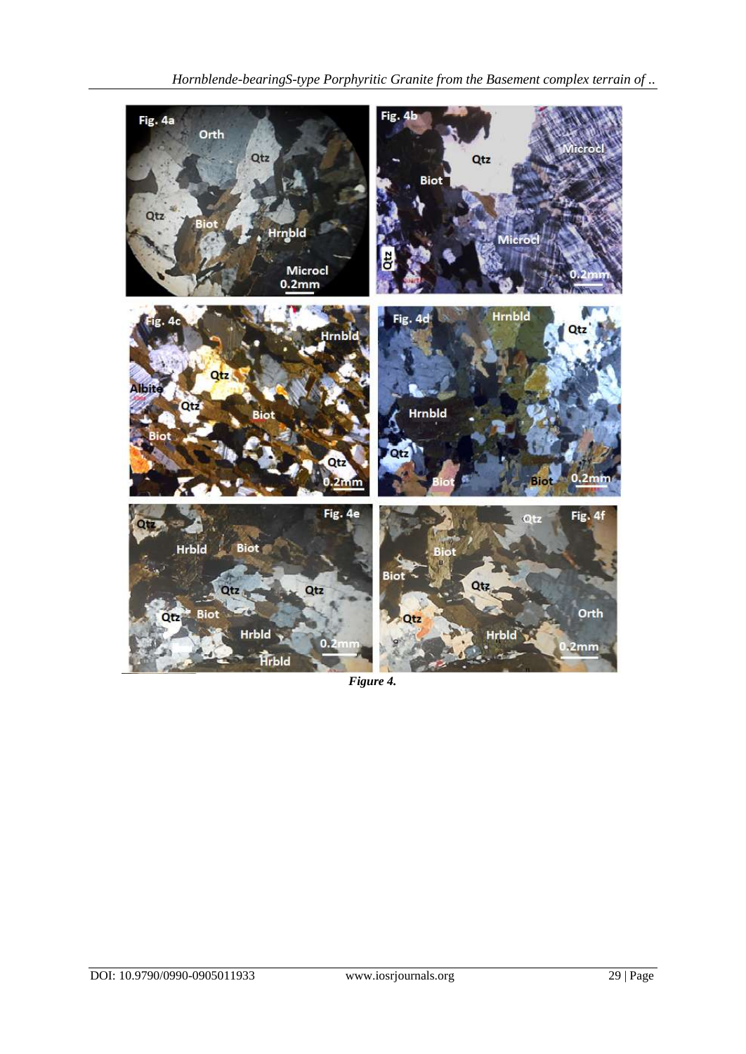*Figure 4.*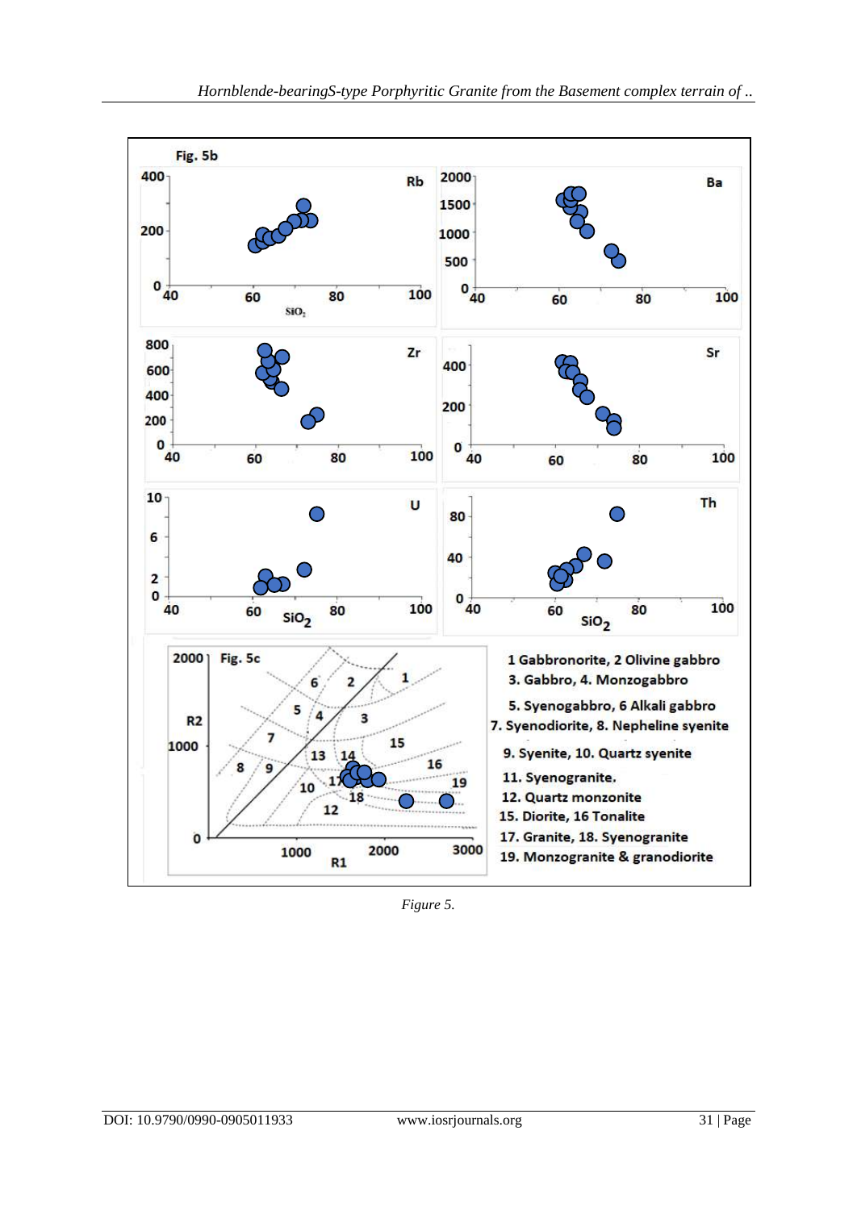Fig. 5b

Fig. 5c

1 Gabbronorite, 2 Olivine gabbro
3. Gabbro, 4. Monzogabbro
5. Syenogabbro, 6 Alkali gabbro
7. Syenodiorite, 8. Nepheline syenite
9. Syenite, 10. Quartz syenite
11. Syenogranite.
12. Quartz monzonite
15. Diorite, 16 Tonalite
17. Granite, 18. Syenogranite
19. Monzogranite & granodiorite

*Figure 5.*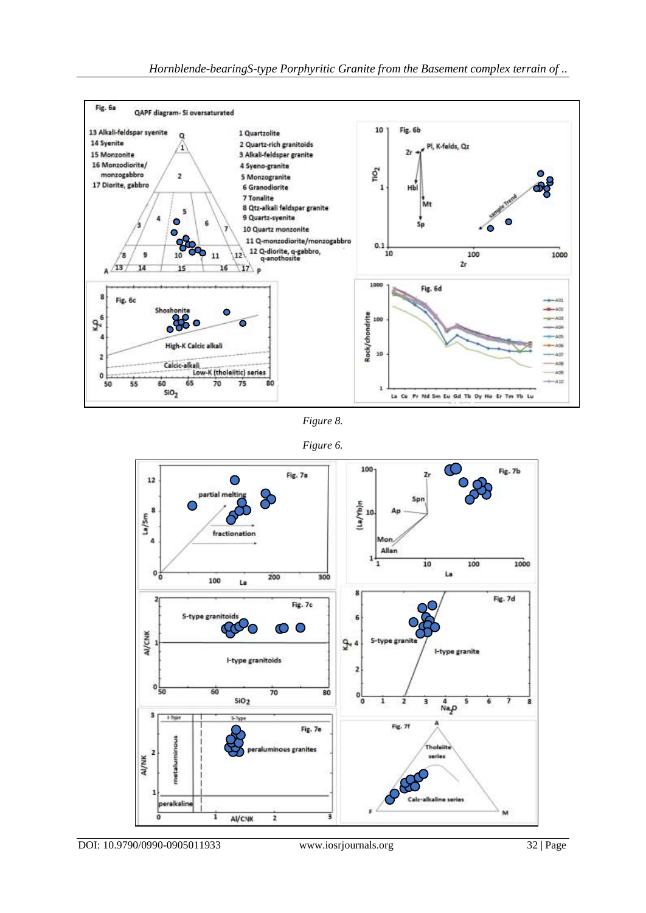*Figure 8.*

*Figure 6.*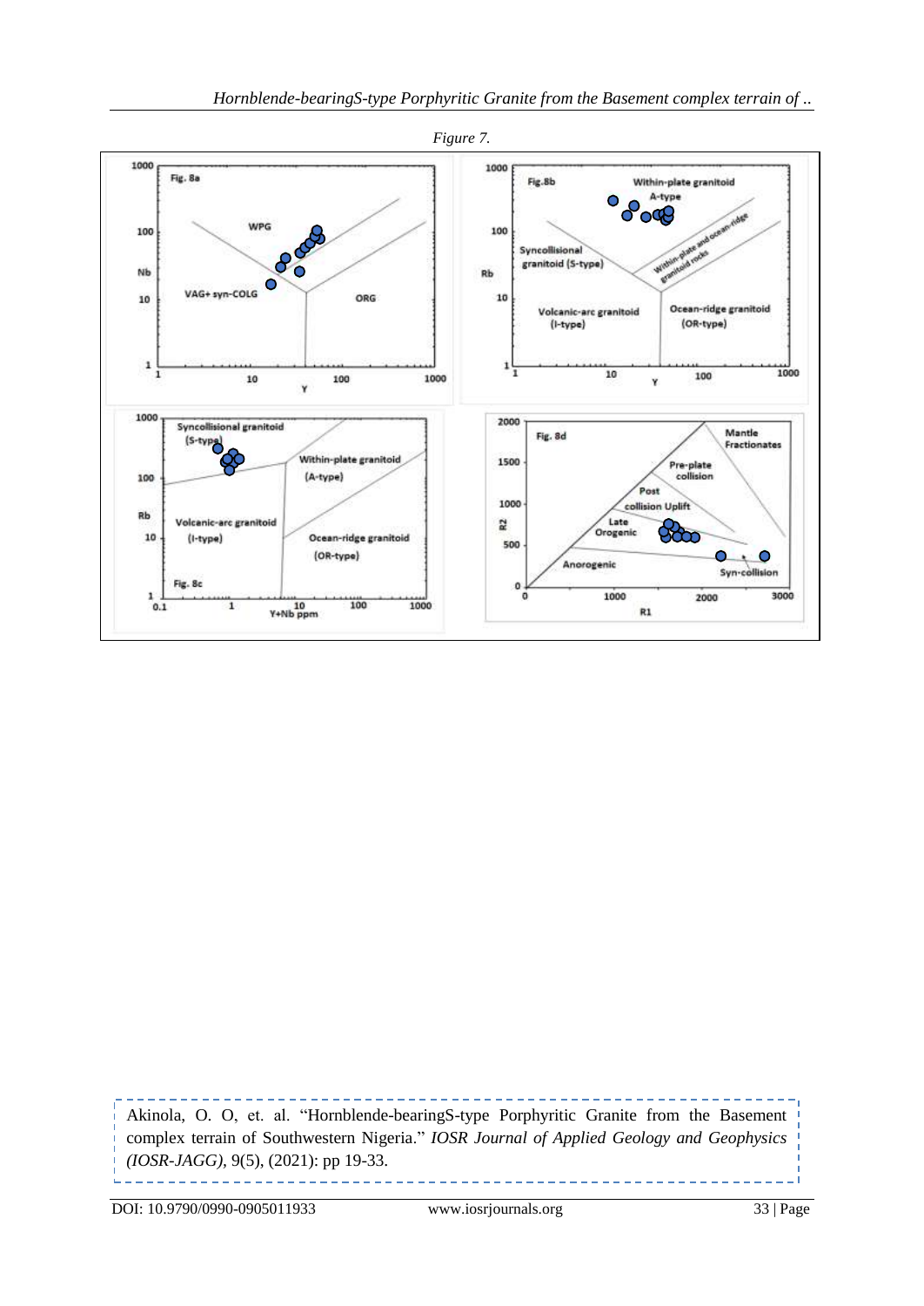Figure 7.

Fig. 8a

1000

100

Nb

10

1

1 10 100 1000

Y

WPG

VAG+ syn-COLG

ORG

Fig.8b

1000

100

Rb

10

1

1 10 100 1000

Y

Within-plate granitoid

A-type

Syncollisional granitoid (S-type)

Within-plate and ocean-ridge granitoid rocks

Volcanic-arc granitoid (I-type)

Ocean-ridge granitoid (OR-type)

1000

100

Rb

10

1

0.1 1 10 100 1000

Y+Nb ppm

Syncollisional granitoid (S-type)

Within-plate granitoid (A-type)

Volcanic-arc granitoid (I-type)

Ocean-ridge granitoid (OR-type)

Fig. 8c

Fig. 8d

2000

1500

1000

R2

500

0

0 1000 2000 3000

R1

Mantle Fractionates

Pre-plate collision

Post collision Uplift

Late Orogenic

Anorogenic

Syn-collision

Akinola, O. O, et. al. "Hornblende-bearingS-type Porphyritic Granite from the Basement complex terrain of Southwestern Nigeria." *IOSR Journal of Applied Geology and Geophysics (IOSR-JAGG)*, 9(5), (2021): pp 19-33.